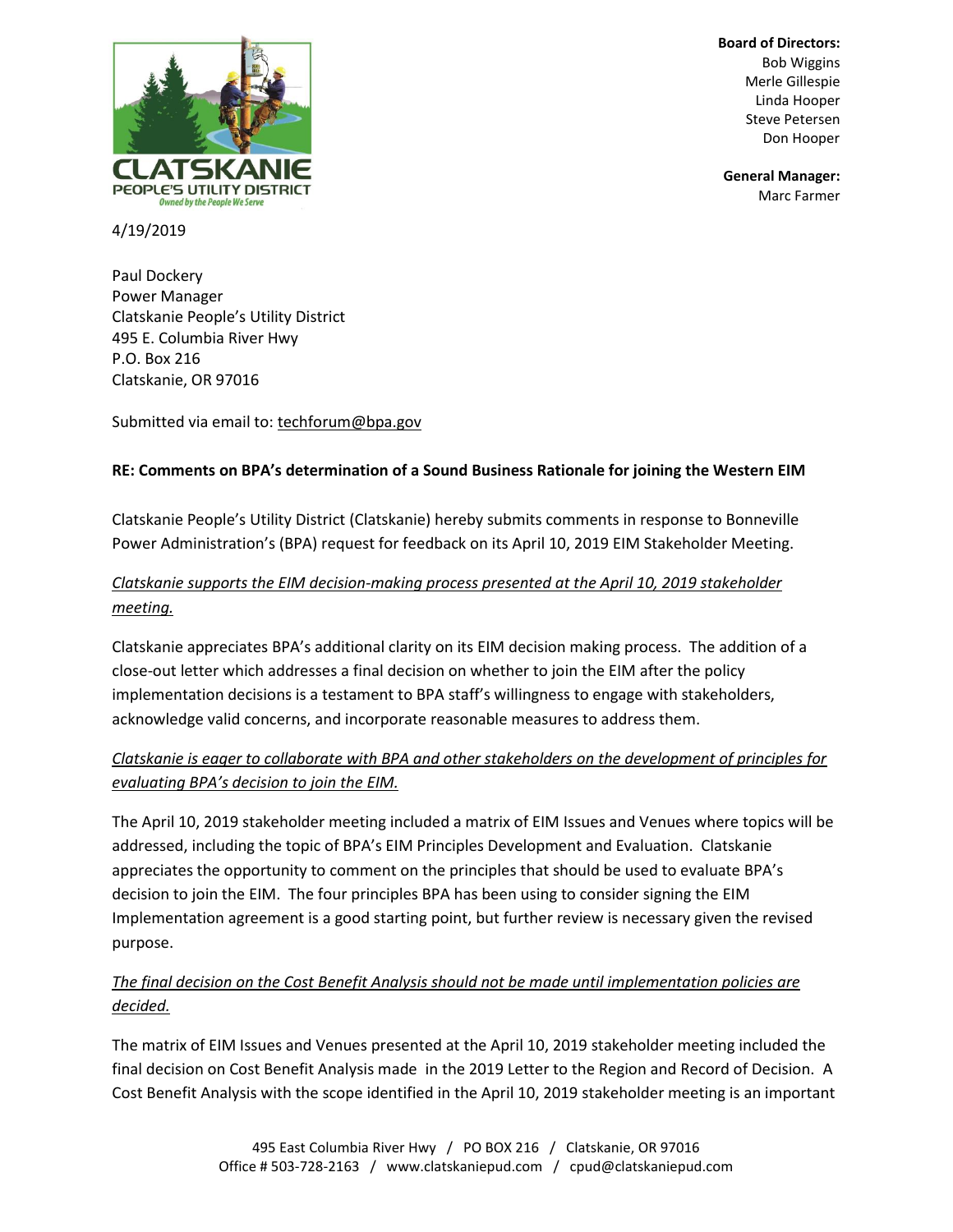CLATSKANIE
PEOPLE'S UTILITY DISTRICT
*Owned by the People We Serve*

**Board of Directors:**
Bob Wiggins
Merle Gillespie
Linda Hooper
Steve Petersen
Don Hooper

**General Manager:**
Marc Farmer

4/19/2019

Paul Dockery
Power Manager
Clatskanie People's Utility District
495 E. Columbia River Hwy
P.O. Box 216
Clatskanie, OR 97016

Submitted via email to: techforum@bpa.gov

**RE: Comments on BPA's determination of a Sound Business Rationale for joining the Western EIM**

Clatskanie People's Utility District (Clatskanie) hereby submits comments in response to Bonneville Power Administration's (BPA) request for feedback on its April 10, 2019 EIM Stakeholder Meeting.

*Clatskanie supports the EIM decision-making process presented at the April 10, 2019 stakeholder meeting.*

Clatskanie appreciates BPA's additional clarity on its EIM decision making process. The addition of a close-out letter which addresses a final decision on whether to join the EIM after the policy implementation decisions is a testament to BPA staff's willingness to engage with stakeholders, acknowledge valid concerns, and incorporate reasonable measures to address them.

*Clatskanie is eager to collaborate with BPA and other stakeholders on the development of principles for evaluating BPA's decision to join the EIM.*

The April 10, 2019 stakeholder meeting included a matrix of EIM Issues and Venues where topics will be addressed, including the topic of BPA's EIM Principles Development and Evaluation. Clatskanie appreciates the opportunity to comment on the principles that should be used to evaluate BPA's decision to join the EIM. The four principles BPA has been using to consider signing the EIM Implementation agreement is a good starting point, but further review is necessary given the revised purpose.

*The final decision on the Cost Benefit Analysis should not be made until implementation policies are decided.*

The matrix of EIM Issues and Venues presented at the April 10, 2019 stakeholder meeting included the final decision on Cost Benefit Analysis made in the 2019 Letter to the Region and Record of Decision. A Cost Benefit Analysis with the scope identified in the April 10, 2019 stakeholder meeting is an important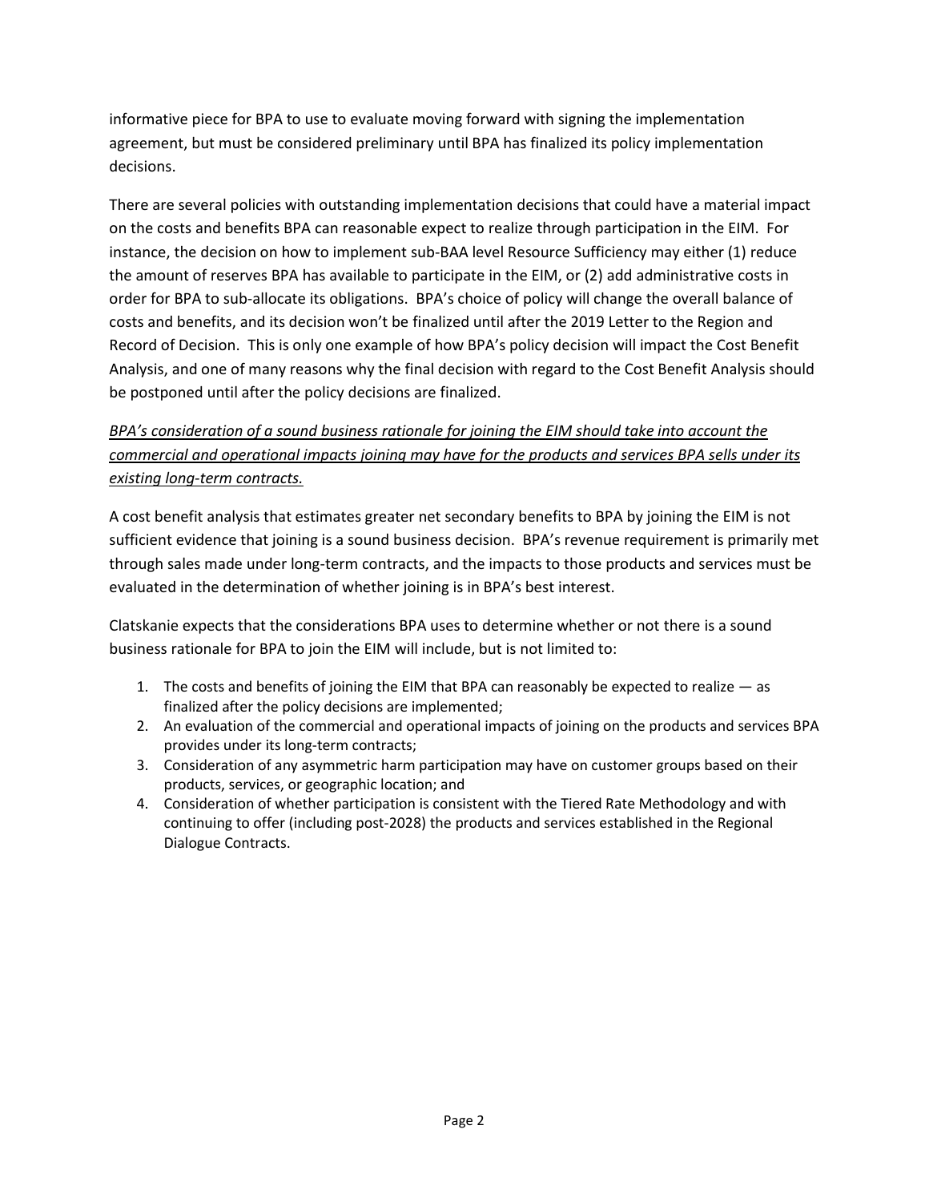informative piece for BPA to use to evaluate moving forward with signing the implementation agreement, but must be considered preliminary until BPA has finalized its policy implementation decisions.

There are several policies with outstanding implementation decisions that could have a material impact on the costs and benefits BPA can reasonable expect to realize through participation in the EIM. For instance, the decision on how to implement sub-BAA level Resource Sufficiency may either (1) reduce the amount of reserves BPA has available to participate in the EIM, or (2) add administrative costs in order for BPA to sub-allocate its obligations. BPA's choice of policy will change the overall balance of costs and benefits, and its decision won't be finalized until after the 2019 Letter to the Region and Record of Decision. This is only one example of how BPA's policy decision will impact the Cost Benefit Analysis, and one of many reasons why the final decision with regard to the Cost Benefit Analysis should be postponed until after the policy decisions are finalized.

*BPA's consideration of a sound business rationale for joining the EIM should take into account the commercial and operational impacts joining may have for the products and services BPA sells under its existing long-term contracts.*

A cost benefit analysis that estimates greater net secondary benefits to BPA by joining the EIM is not sufficient evidence that joining is a sound business decision. BPA's revenue requirement is primarily met through sales made under long-term contracts, and the impacts to those products and services must be evaluated in the determination of whether joining is in BPA's best interest.

Clatskanie expects that the considerations BPA uses to determine whether or not there is a sound business rationale for BPA to join the EIM will include, but is not limited to:

1. The costs and benefits of joining the EIM that BPA can reasonably be expected to realize — as finalized after the policy decisions are implemented;
2. An evaluation of the commercial and operational impacts of joining on the products and services BPA provides under its long-term contracts;
3. Consideration of any asymmetric harm participation may have on customer groups based on their products, services, or geographic location; and
4. Consideration of whether participation is consistent with the Tiered Rate Methodology and with continuing to offer (including post-2028) the products and services established in the Regional Dialogue Contracts.